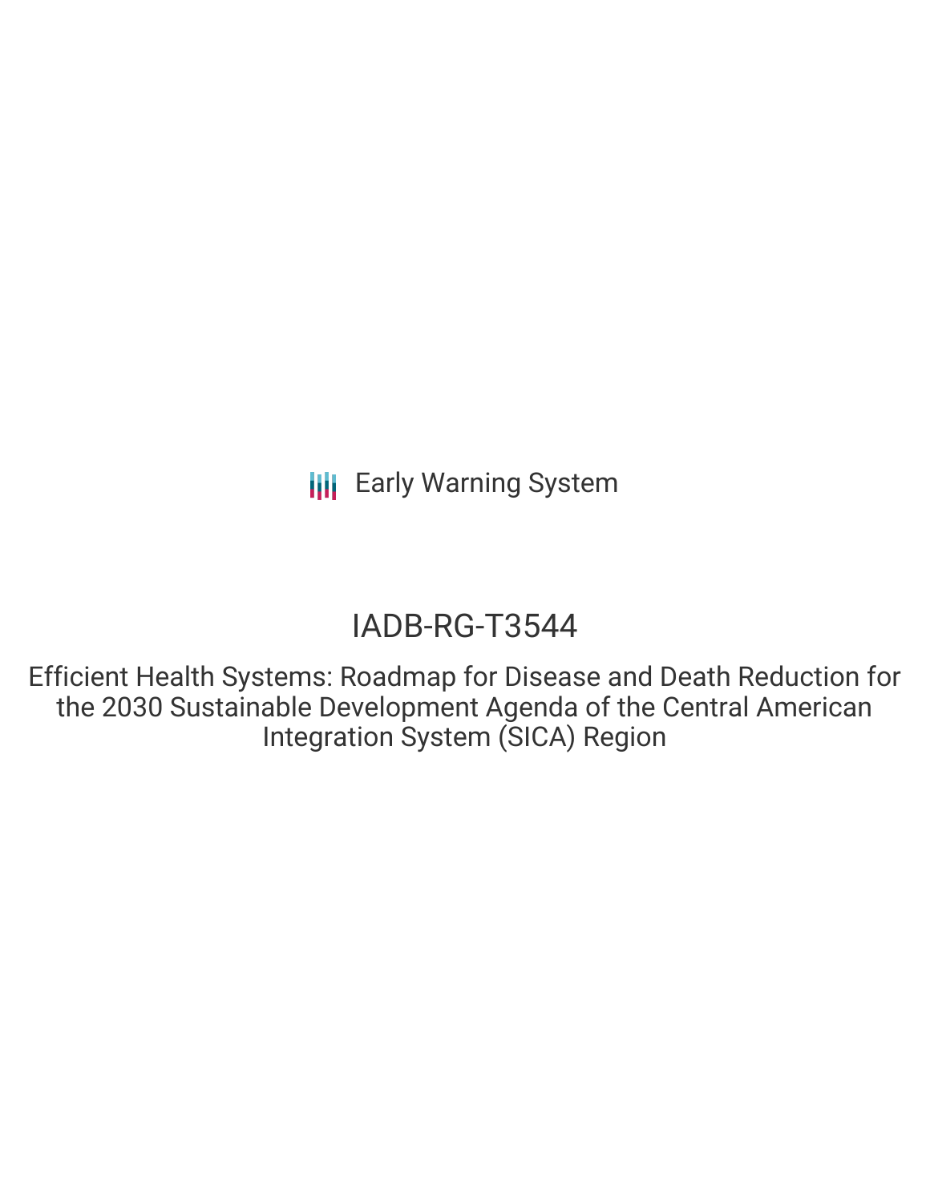Early Warning System

# IADB-RG-T3544

## Efficient Health Systems: Roadmap for Disease and Death Reduction for the 2030 Sustainable Development Agenda of the Central American Integration System (SICA) Region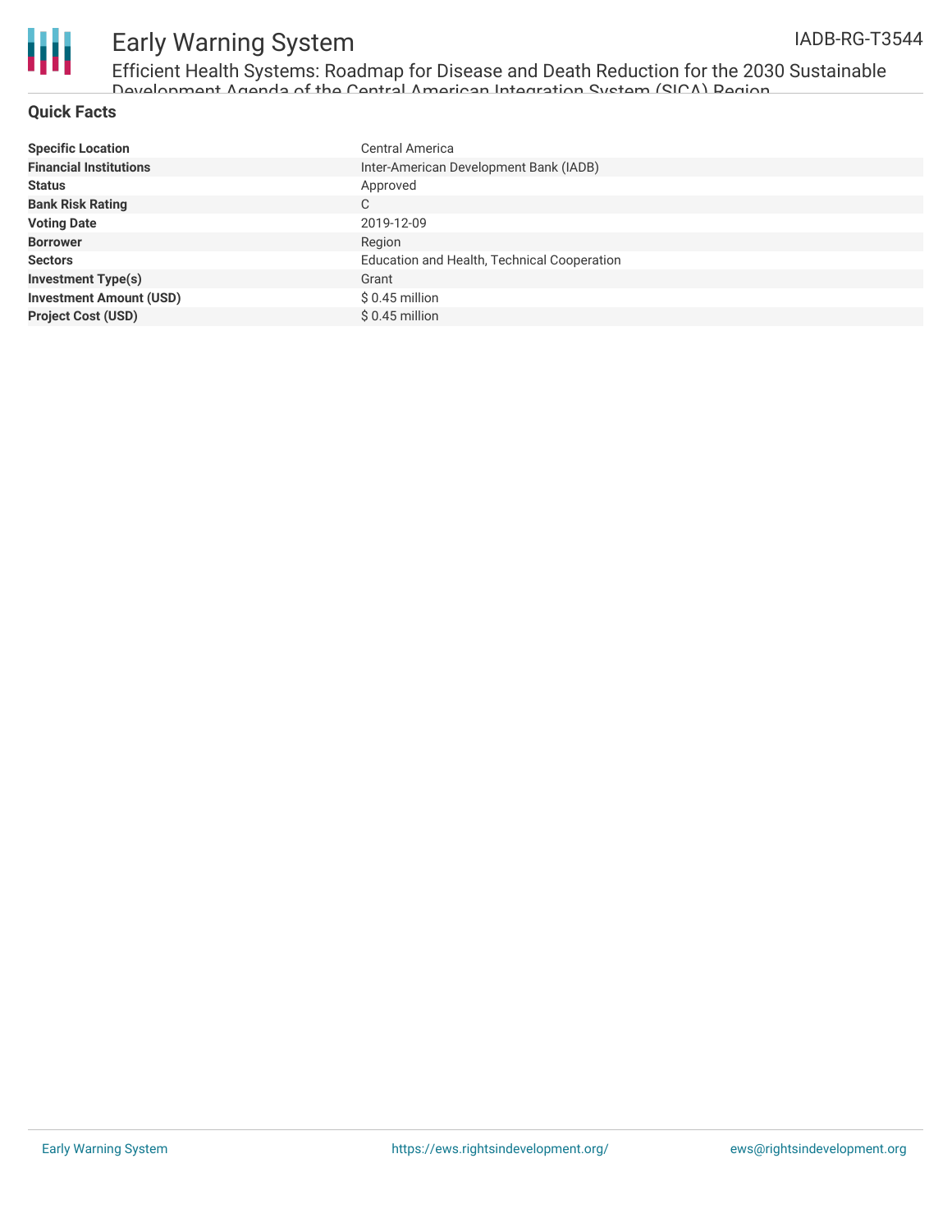## Quick Facts

| | |
|---|---|
| **Specific Location** | Central America |
| **Financial Institutions** | Inter-American Development Bank (IADB) |
| **Status** | Approved |
| **Bank Risk Rating** | C |
| **Voting Date** | 2019-12-09 |
| **Borrower** | Region |
| **Sectors** | Education and Health, Technical Cooperation |
| **Investment Type(s)** | Grant |
| **Investment Amount (USD)** | $ 0.45 million |
| **Project Cost (USD)** | $ 0.45 million |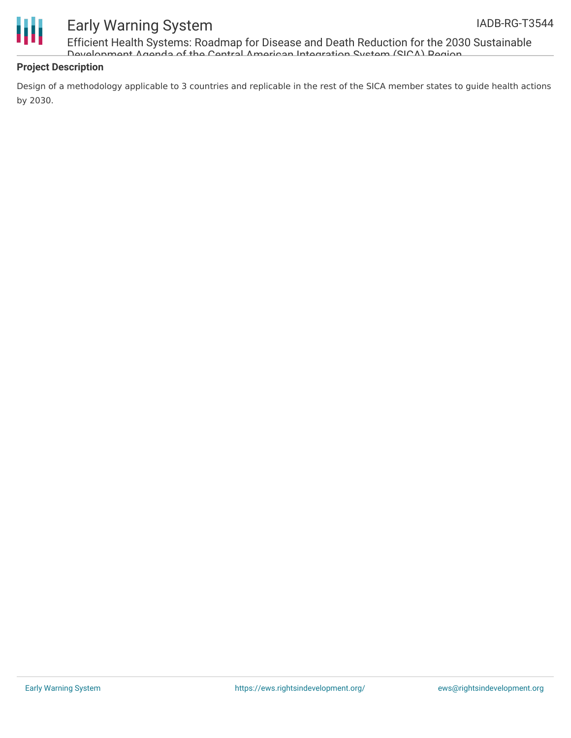## Project Description

Design of a methodology applicable to 3 countries and replicable in the rest of the SICA member states to guide health actions by 2030.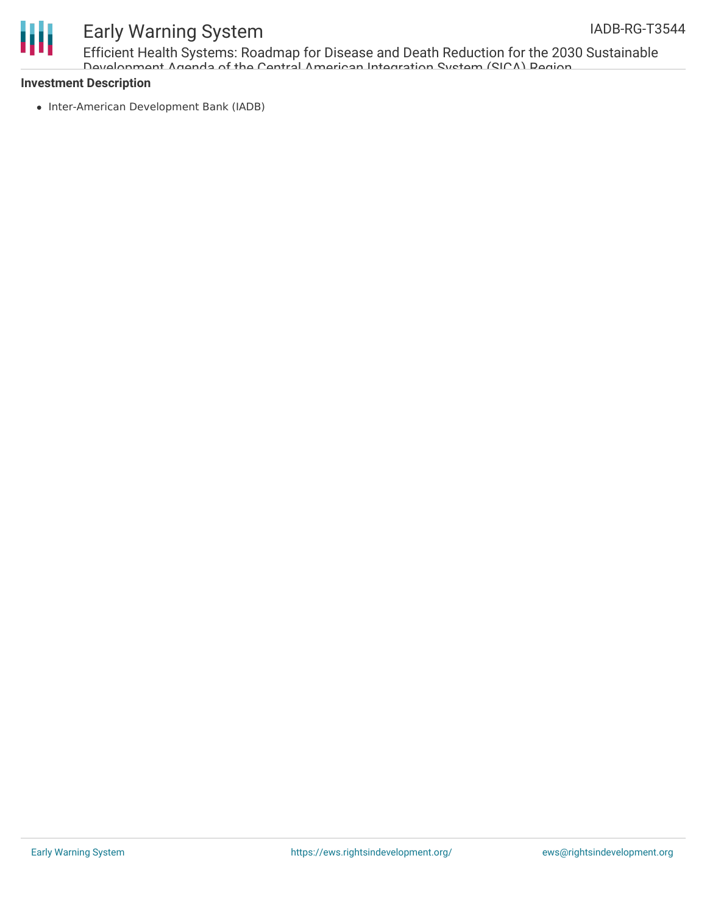**Investment Description**

- Inter-American Development Bank (IADB)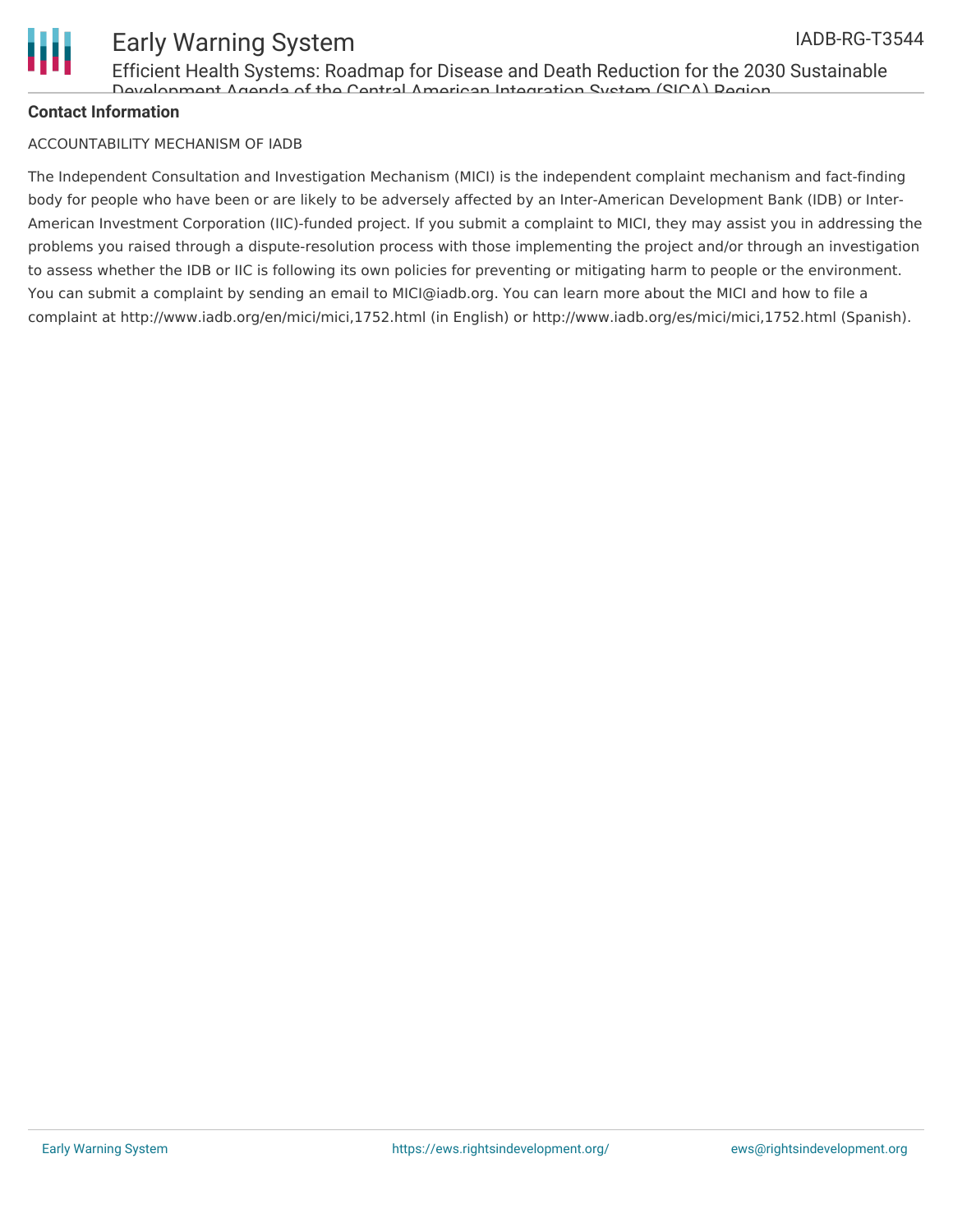**Contact Information**

ACCOUNTABILITY MECHANISM OF IADB

The Independent Consultation and Investigation Mechanism (MICI) is the independent complaint mechanism and fact-finding body for people who have been or are likely to be adversely affected by an Inter-American Development Bank (IDB) or Inter-American Investment Corporation (IIC)-funded project. If you submit a complaint to MICI, they may assist you in addressing the problems you raised through a dispute-resolution process with those implementing the project and/or through an investigation to assess whether the IDB or IIC is following its own policies for preventing or mitigating harm to people or the environment. You can submit a complaint by sending an email to MICI@iadb.org. You can learn more about the MICI and how to file a complaint at http://www.iadb.org/en/mici/mici,1752.html (in English) or http://www.iadb.org/es/mici/mici,1752.html (Spanish).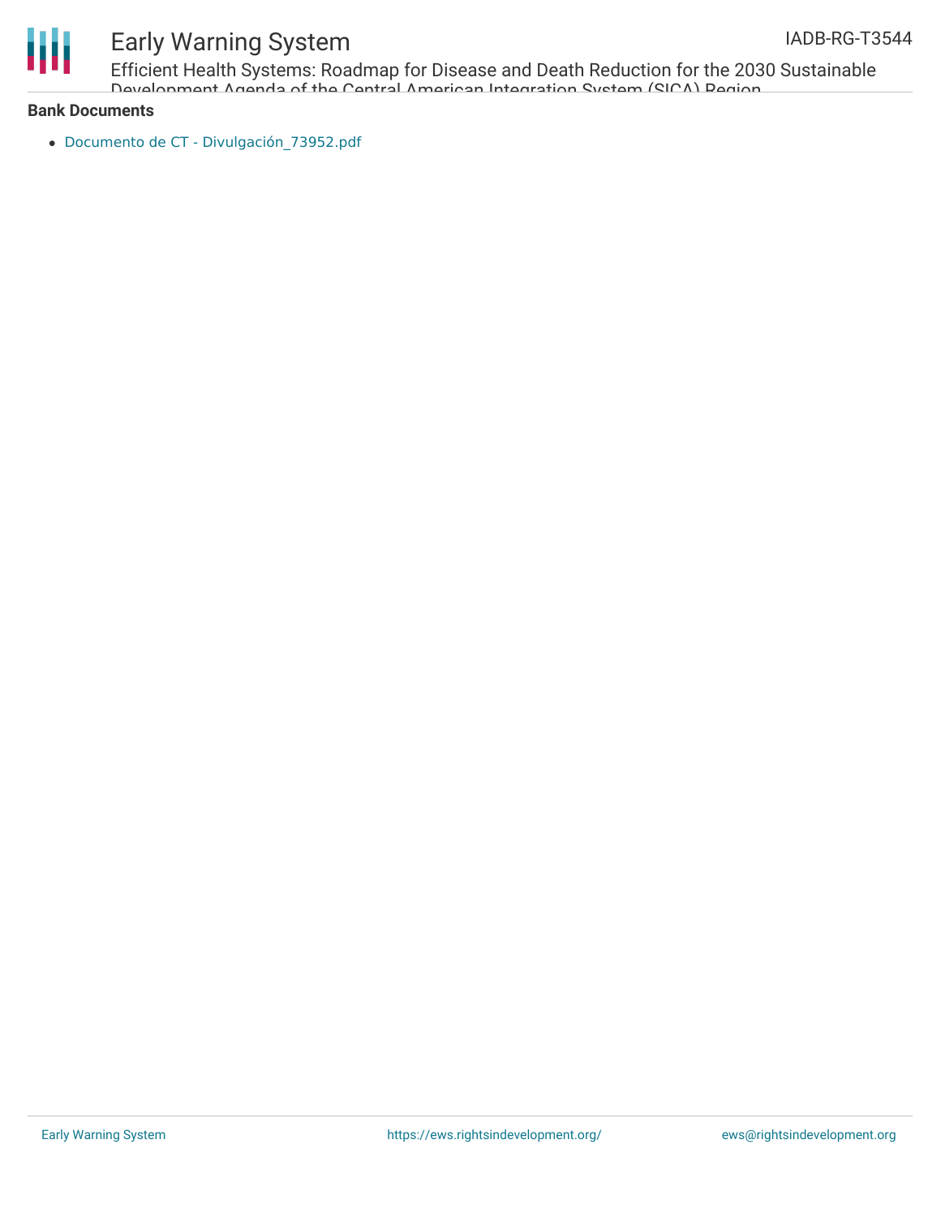**Bank Documents**

- Documento de CT - Divulgación_73952.pdf